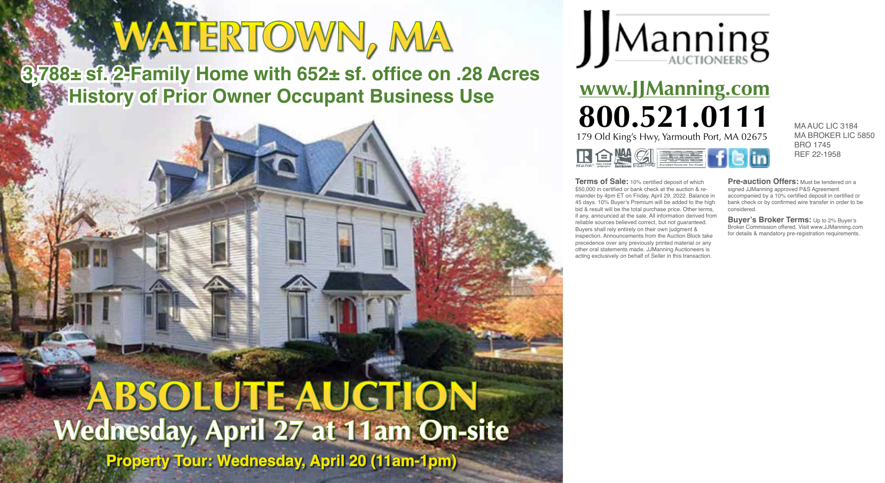# WATERTOWN, MA

## 3,788± sf. 2-Family Home with 652± sf. office on .28 Acres
## History of Prior Owner Occupant Business Use

# ABSOLUTE AUCTION

## Wednesday, April 27 at 11am On-site

**Property Tour: Wednesday, April 20 (11am-1pm)**

JJManning AUCTIONEERS

**www.JJManning.com**

**800.521.0111**

179 Old King's Hwy, Yarmouth Port, MA 02675

MA AUC LIC 3184
MA BROKER LIC 5850
BRO 1745
REF 22-1958

**Terms of Sale:** 10% certified deposit of which $50,000 in certified or bank check at the auction & remainder by 4pm ET on Friday, April 29, 2022. Balance in 45 days. 10% Buyer's Premium will be added to the high bid & result will be the total purchase price. Other terms, if any, announced at the sale. All information derived from reliable sources believed correct, but not guaranteed. Buyers shall rely entirely on their own judgment & inspection. Announcements from the Auction Block take precedence over any previously printed material or any other oral statements made. JJManning Auctioneers is acting exclusively on behalf of Seller in this transaction.

**Pre-auction Offers:** Must be tendered on a signed JJManning approved P&S Agreement accompanied by a 10% certified deposit in certified or bank check or by confirmed wire transfer in order to be considered.

**Buyer's Broker Terms:** Up to 2% Buyer's Broker Commission offered. Visit www.JJManning.com for details & mandatory pre-registration requirements.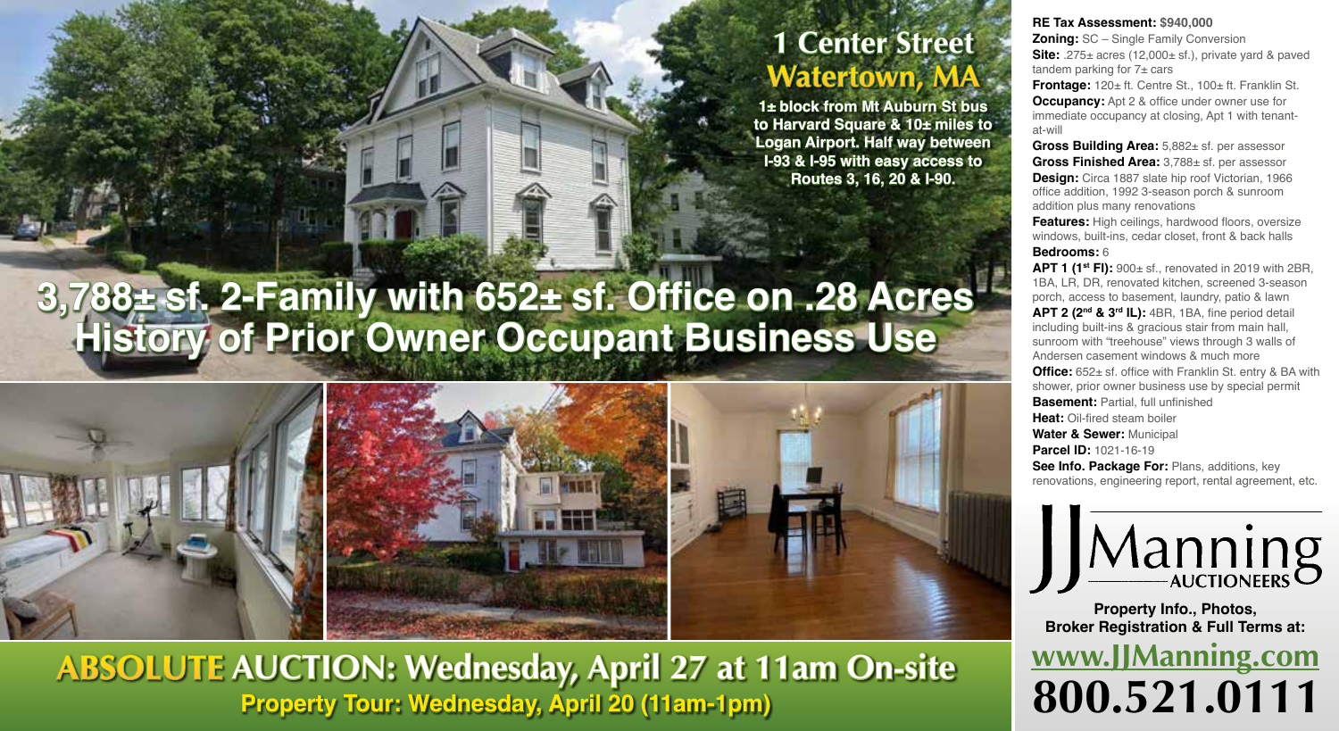# 1 Center Street
## Watertown, MA

**1± block from Mt Auburn St bus to Harvard Square & 10± miles to Logan Airport. Half way between I-93 & I-95 with easy access to Routes 3, 16, 20 & I-90.**

## 3,788± sf. 2-Family with 652± sf. Office on .28 Acres
## History of Prior Owner Occupant Business Use

**RE Tax Assessment: $940,000**

**Zoning:** SC – Single Family Conversion

**Site:** .275± acres (12,000± sf.), private yard & paved tandem parking for 7± cars

**Frontage:** 120± ft. Centre St., 100± ft. Franklin St.

**Occupancy:** Apt 2 & office under owner use for immediate occupancy at closing, Apt 1 with tenant-at-will

**Gross Building Area:** 5,882± sf. per assessor

**Gross Finished Area:** 3,788± sf. per assessor

**Design:** Circa 1887 slate hip roof Victorian, 1966 office addition, 1992 3-season porch & sunroom addition plus many renovations

**Features:** High ceilings, hardwood floors, oversize windows, built-ins, cedar closet, front & back halls

**Bedrooms:** 6

**APT 1 (1st Fl):** 900± sf., renovated in 2019 with 2BR, 1BA, LR, DR, renovated kitchen, screened 3-season porch, access to basement, laundry, patio & lawn

**APT 2 (2nd & 3rd lL):** 4BR, 1BA, fine period detail including built-ins & gracious stair from main hall, sunroom with "treehouse" views through 3 walls of Andersen casement windows & much more

**Office:** 652± sf. office with Franklin St. entry & BA with shower, prior owner business use by special permit

**Basement:** Partial, full unfinished

**Heat:** Oil-fired steam boiler

**Water & Sewer:** Municipal

**Parcel ID:** 1021-16-19

**See Info. Package For:** Plans, additions, key renovations, engineering report, rental agreement, etc.

JJManning AUCTIONEERS

**Property Info., Photos, Broker Registration & Full Terms at:**

**www.JJManning.com**

**800.521.0111**

## ABSOLUTE AUCTION: Wednesday, April 27 at 11am On-site

**Property Tour: Wednesday, April 20 (11am-1pm)**